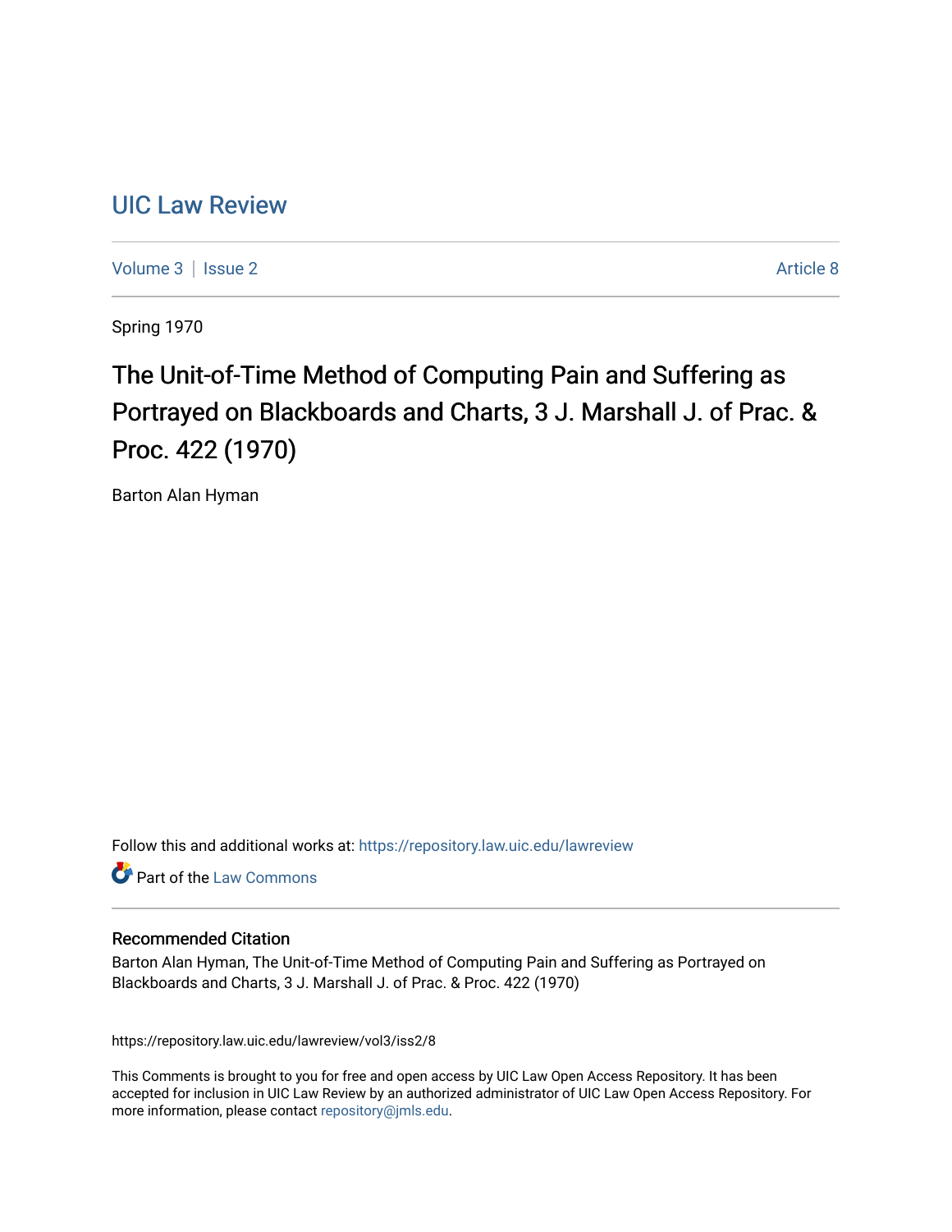# UIC Law Review

Volume 3 | Issue 2 Article 8

Spring 1970

## The Unit-of-Time Method of Computing Pain and Suffering as Portrayed on Blackboards and Charts, 3 J. Marshall J. of Prac. & Proc. 422 (1970)

Barton Alan Hyman

Follow this and additional works at: https://repository.law.uic.edu/lawreview

Part of the Law Commons

### Recommended Citation

Barton Alan Hyman, The Unit-of-Time Method of Computing Pain and Suffering as Portrayed on Blackboards and Charts, 3 J. Marshall J. of Prac. & Proc. 422 (1970)

https://repository.law.uic.edu/lawreview/vol3/iss2/8

This Comments is brought to you for free and open access by UIC Law Open Access Repository. It has been accepted for inclusion in UIC Law Review by an authorized administrator of UIC Law Open Access Repository. For more information, please contact repository@jmls.edu.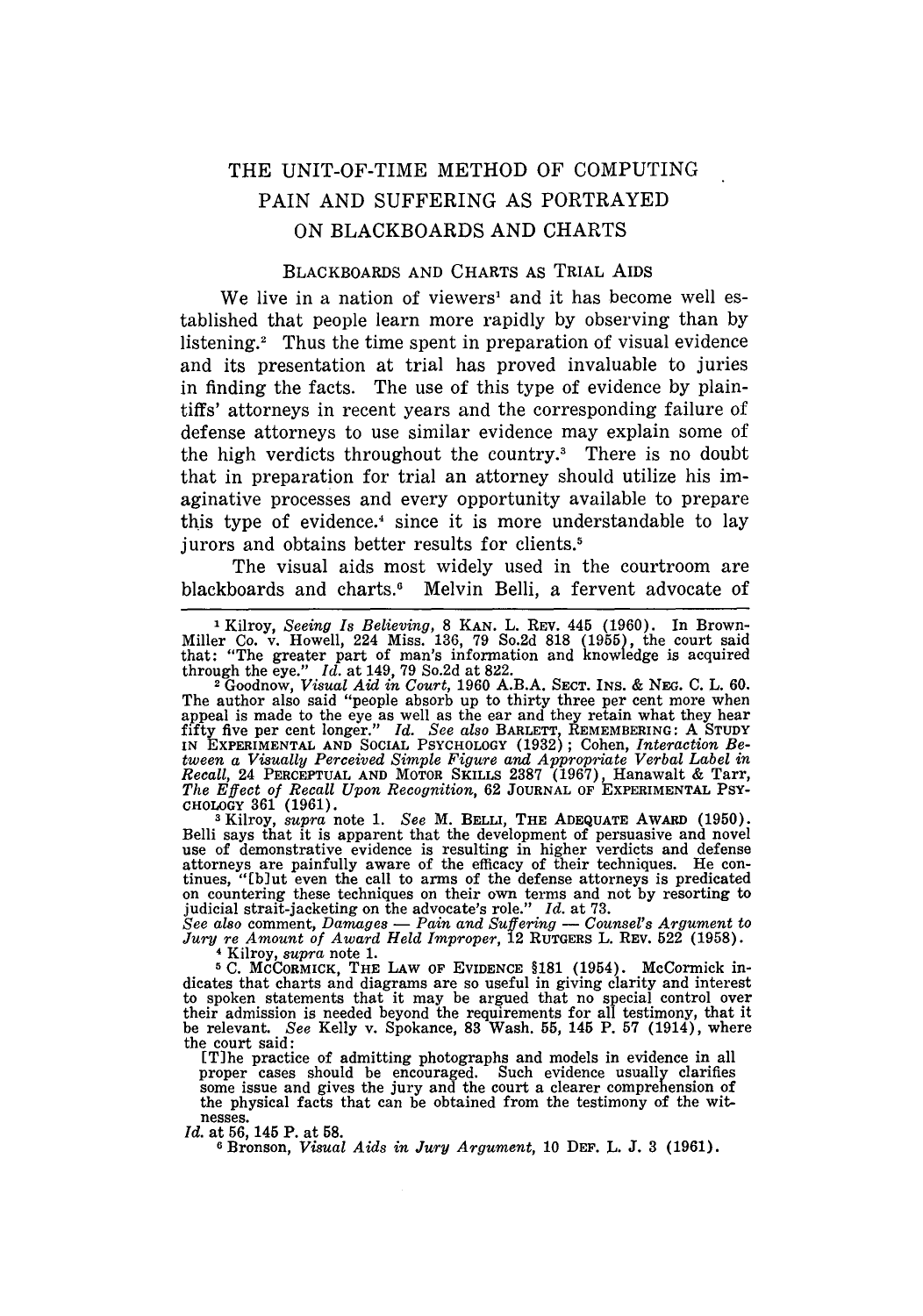# THE UNIT-OF-TIME METHOD OF COMPUTING PAIN AND SUFFERING AS PORTRAYED ON BLACKBOARDS AND CHARTS

## BLACKBOARDS AND CHARTS AS TRIAL AIDS

We live in a nation of viewers[1] and it has become well established that people learn more rapidly by observing than by listening.[2] Thus the time spent in preparation of visual evidence and its presentation at trial has proved invaluable to juries in finding the facts. The use of this type of evidence by plaintiffs' attorneys in recent years and the corresponding failure of defense attorneys to use similar evidence may explain some of the high verdicts throughout the country.[3] There is no doubt that in preparation for trial an attorney should utilize his imaginative processes and every opportunity available to prepare this type of evidence,[4] since it is more understandable to lay jurors and obtains better results for clients.[5]

The visual aids most widely used in the courtroom are blackboards and charts.[6] Melvin Belli, a fervent advocate of

---

[1] Kilroy, *Seeing Is Believing*, 8 KAN. L. REV. 445 (1960). In Brown-Miller Co. v. Howell, 224 Miss. 136, 79 So.2d 818 (1955), the court said that: "The greater part of man's information and knowledge is acquired through the eye." *Id.* at 149, 79 So.2d at 822.

[2] Goodnow, *Visual Aid in Court*, 1960 A.B.A. SECT. INS. & NEG. C. L. 60. The author also said "people absorb up to thirty three per cent more when appeal is made to the eye as well as the ear and they retain what they hear fifty five per cent longer." *Id. See also* BARLETT, REMEMBERING: A STUDY IN EXPERIMENTAL AND SOCIAL PSYCHOLOGY (1932); Cohen, *Interaction Between a Visually Perceived Simple Figure and Appropriate Verbal Label in Recall*, 24 PERCEPTUAL AND MOTOR SKILLS 2387 (1967), Hanawalt & Tarr, *The Effect of Recall Upon Recognition*, 62 JOURNAL OF EXPERIMENTAL PSYCHOLOGY 361 (1961).

[3] Kilroy, *supra* note 1. *See* M. BELLI, THE ADEQUATE AWARD (1950). Belli says that it is apparent that the development of persuasive and novel use of demonstrative evidence is resulting in higher verdicts and defense attorneys are painfully aware of the efficacy of their techniques. He continues, "[b]ut even the call to arms of the defense attorneys is predicated on countering these techniques on their own terms and not by resorting to judicial strait-jacketing on the advocate's role." *Id.* at 73. *See also* comment, *Damages — Pain and Suffering — Counsel's Argument to Jury re Amount of Award Held Improper*, 12 RUTGERS L. REV. 522 (1958).

[4] Kilroy, *supra* note 1.

[5] C. MCCORMICK, THE LAW OF EVIDENCE §181 (1954). McCormick indicates that charts and diagrams are so useful in giving clarity and interest to spoken statements that it may be argued that no special control over their admission is needed beyond the requirements for all testimony, that it be relevant. *See* Kelly v. Spokance, 83 Wash. 55, 145 P. 57 (1914), where the court said:

> [T]he practice of admitting photographs and models in evidence in all proper cases should be encouraged. Such evidence usually clarifies some issue and gives the jury and the court a clearer comprehension of the physical facts that can be obtained from the testimony of the witnesses.

*Id.* at 56, 145 P. at 58.

[6] Bronson, *Visual Aids in Jury Argument*, 10 DEF. L. J. 3 (1961).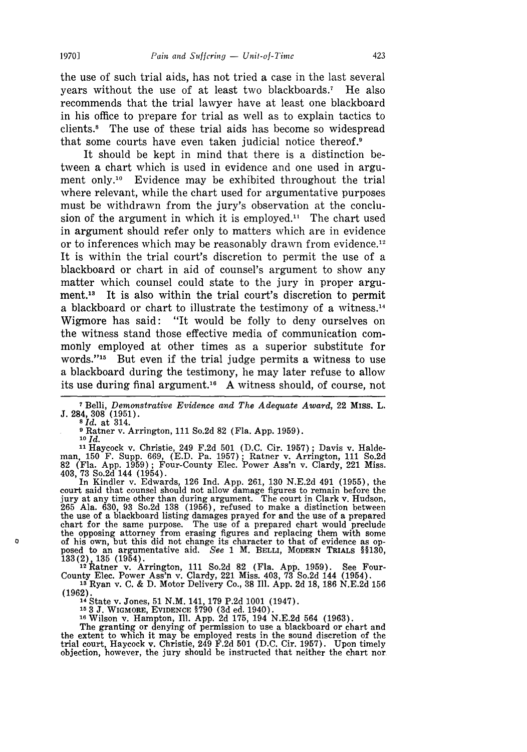the use of such trial aids, has not tried a case in the last several years without the use of at least two blackboards.[7] He also recommends that the trial lawyer have at least one blackboard in his office to prepare for trial as well as to explain tactics to clients.[8] The use of these trial aids has become so widespread that some courts have even taken judicial notice thereof.[9]

It should be kept in mind that there is a distinction between a chart which is used in evidence and one used in argument only.[10] Evidence may be exhibited throughout the trial where relevant, while the chart used for argumentative purposes must be withdrawn from the jury's observation at the conclusion of the argument in which it is employed.[11] The chart used in argument should refer only to matters which are in evidence or to inferences which may be reasonably drawn from evidence.[12] It is within the trial court's discretion to permit the use of a blackboard or chart in aid of counsel's argument to show any matter which counsel could state to the jury in proper argument.[13] It is also within the trial court's discretion to permit a blackboard or chart to illustrate the testimony of a witness.[14] Wigmore has said: "It would be folly to deny ourselves on the witness stand those effective media of communication commonly employed at other times as a superior substitute for words."[15] But even if the trial judge permits a witness to use a blackboard during the testimony, he may later refuse to allow its use during final argument.[16] A witness should, of course, not

---

[7] Belli, *Demonstrative Evidence and The Adequate Award*, 22 MISS. L. J. 284, 308 (1951).

[8] *Id.* at 314.

[9] Ratner v. Arrington, 111 So.2d 82 (Fla. App. 1959).

[10] *Id.*

[11] Haycock v. Christie, 249 F.2d 501 (D.C. Cir. 1957); Davis v. Haldeman, 150 F. Supp. 669, (E.D. Pa. 1957); Ratner v. Arrington, 111 So.2d 82 (Fla. App. 1959); Four-County Elec. Power Ass'n v. Clardy, 221 Miss. 403, 73 So.2d 144 (1954).

In Kindler v. Edwards, 126 Ind. App. 261, 130 N.E.2d 491 (1955), the court said that counsel should not allow damage figures to remain before the jury at any time other than during argument. The court in Clark v. Hudson, 265 Ala. 630, 93 So.2d 138 (1956), refused to make a distinction between the use of a blackboard listing damages prayed for and the use of a prepared chart for the same purpose. The use of a prepared chart would preclude the opposing attorney from erasing figures and replacing them with some of his own, but this did not change its character to that of evidence as opposed to an argumentative aid. *See* 1 M. BELLI, MODERN TRIALS §§130, 133(2), 135 (1954).

[12] Ratner v. Arrington, 111 So.2d 82 (Fla. App. 1959). See Four-County Elec. Power Ass'n v. Clardy, 221 Miss. 403, 73 So.2d 144 (1954).

[13] Ryan v. C. & D. Motor Delivery Co., 38 Ill. App. 2d 18, 186 N.E.2d 156 (1962).

[14] State v. Jones, 51 N.M. 141, 179 P.2d 1001 (1947).

[15] 3 J. WIGMORE, EVIDENCE §790 (3d ed. 1940).

[16] Wilson v. Hampton, Ill. App. 2d 175, 194 N.E.2d 564 (1963).

The granting or denying of permission to use a blackboard or chart and the extent to which it may be employed rests in the sound discretion of the trial court, Haycock v. Christie, 249 F.2d 501 (D.C. Cir. 1957). Upon timely objection, however, the jury should be instructed that neither the chart nor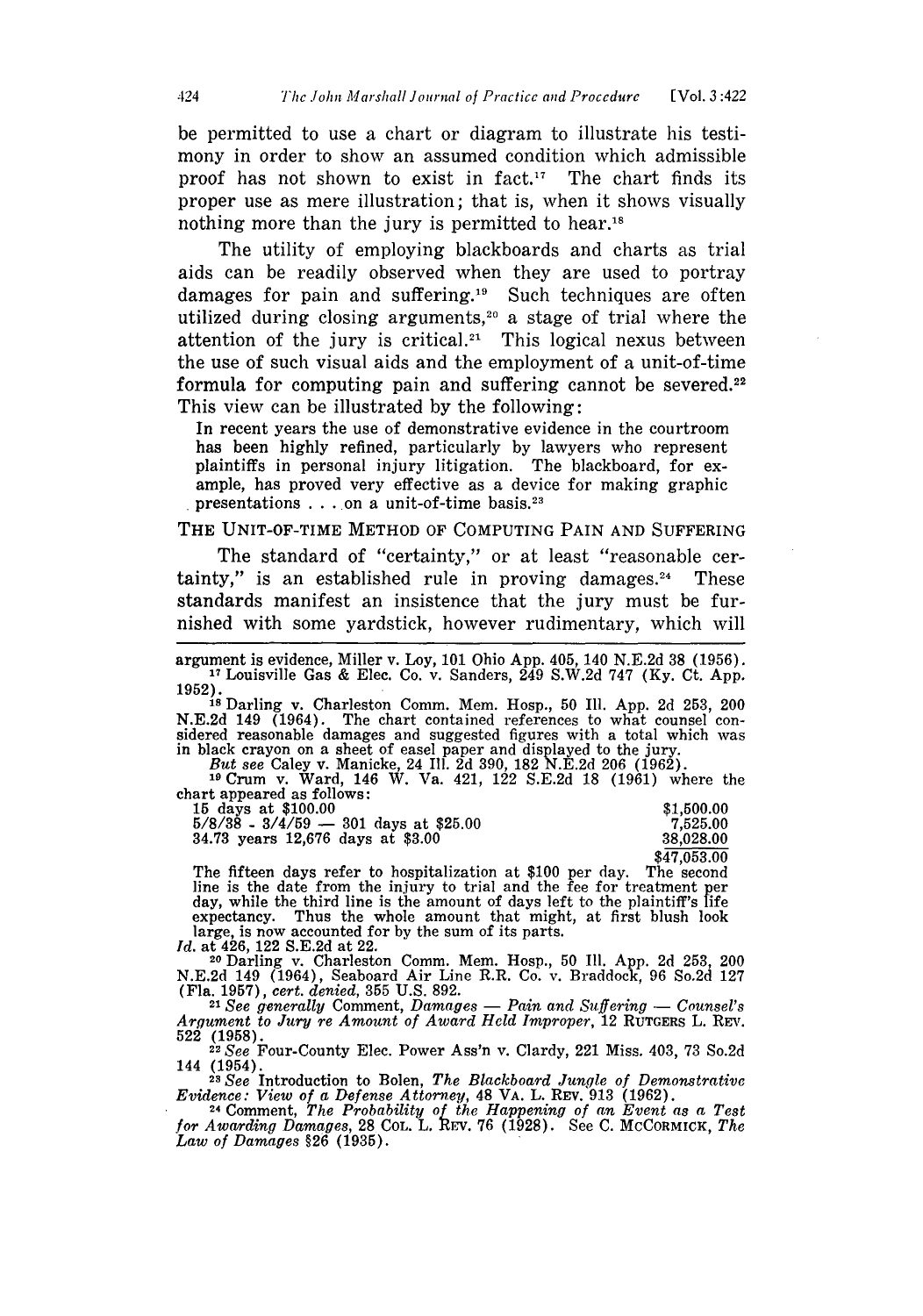be permitted to use a chart or diagram to illustrate his testimony in order to show an assumed condition which admissible proof has not shown to exist in fact.[17] The chart finds its proper use as mere illustration; that is, when it shows visually nothing more than the jury is permitted to hear.[18]

The utility of employing blackboards and charts as trial aids can be readily observed when they are used to portray damages for pain and suffering.[19] Such techniques are often utilized during closing arguments,[20] a stage of trial where the attention of the jury is critical.[21] This logical nexus between the use of such visual aids and the employment of a unit-of-time formula for computing pain and suffering cannot be severed.[22] This view can be illustrated by the following:

> In recent years the use of demonstrative evidence in the courtroom has been highly refined, particularly by lawyers who represent plaintiffs in personal injury litigation. The blackboard, for example, has proved very effective as a device for making graphic presentations . . . on a unit-of-time basis.[23]

## THE UNIT-OF-TIME METHOD OF COMPUTING PAIN AND SUFFERING

The standard of "certainty," or at least "reasonable certainty," is an established rule in proving damages.[24] These standards manifest an insistence that the jury must be furnished with some yardstick, however rudimentary, which will

---

argument is evidence, Miller v. Loy, 101 Ohio App. 405, 140 N.E.2d 38 (1956).

[17] Louisville Gas & Elec. Co. v. Sanders, 249 S.W.2d 747 (Ky. Ct. App. 1952).

[18] Darling v. Charleston Comm. Mem. Hosp., 50 Ill. App. 2d 253, 200 N.E.2d 149 (1964). The chart contained references to what counsel considered reasonable damages and suggested figures with a total which was in black crayon on a sheet of easel paper and displayed to the jury.

*But see* Caley v. Manicke, 24 Ill. 2d 390, 182 N.E.2d 206 (1962).

[19] Crum v. Ward, 146 W. Va. 421, 122 S.E.2d 18 (1961) where the chart appeared as follows:

| | |
|---|---|
| 15 days at $100.00 | $1,500.00 |
| 5/8/38 - 3/4/59 — 301 days at $25.00 | 7,525.00 |
| 34.73 years 12,676 days at $3.00 | 38,028.00 |
| | $47,053.00 |

The fifteen days refer to hospitalization at $100 per day. The second line is the date from the injury to trial and the fee for treatment per day, while the third line is the amount of days left to the plaintiff's life expectancy. Thus the whole amount that might, at first blush look large, is now accounted for by the sum of its parts.

*Id.* at 426, 122 S.E.2d at 22.

[20] Darling v. Charleston Comm. Mem. Hosp., 50 Ill. App. 2d 253, 200 N.E.2d 149 (1964), Seaboard Air Line R.R. Co. v. Braddock, 96 So.2d 127 (Fla. 1957), *cert. denied*, 355 U.S. 892.

[21] *See generally* Comment, *Damages — Pain and Suffering — Counsel's Argument to Jury re Amount of Award Held Improper*, 12 RUTGERS L. REV. 522 (1958).

[22] *See* Four-County Elec. Power Ass'n v. Clardy, 221 Miss. 403, 73 So.2d 144 (1954).

[23] *See* Introduction to Bolen, *The Blackboard Jungle of Demonstrative Evidence: View of a Defense Attorney*, 48 VA. L. REV. 913 (1962).

[24] Comment, *The Probability of the Happening of an Event as a Test for Awarding Damages*, 28 COL. L. REV. 76 (1928). See C. MCCORMICK, *The Law of Damages* §26 (1935).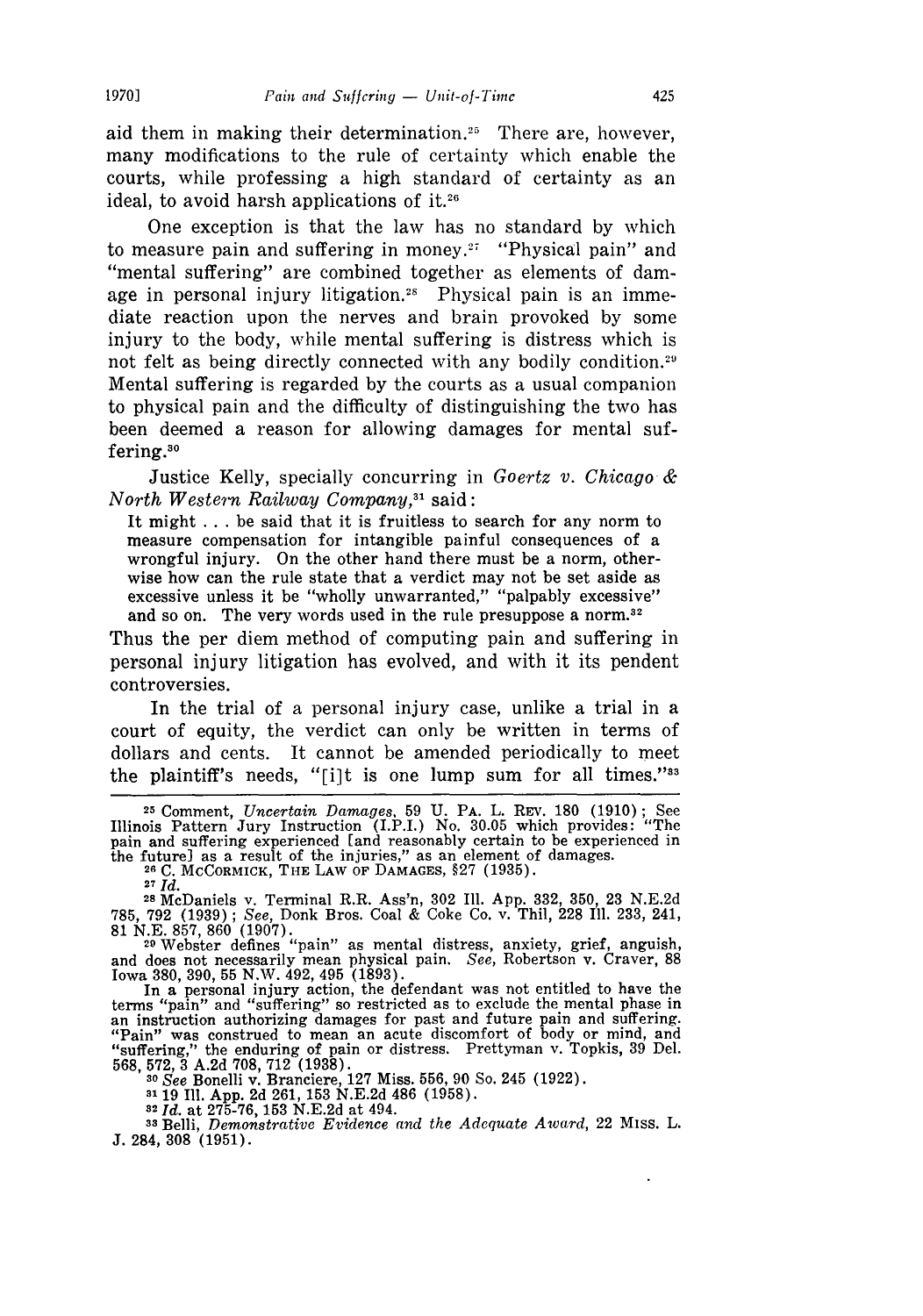aid them in making their determination.[25] There are, however, many modifications to the rule of certainty which enable the courts, while professing a high standard of certainty as an ideal, to avoid harsh applications of it.[26]

One exception is that the law has no standard by which to measure pain and suffering in money.[27] "Physical pain" and "mental suffering" are combined together as elements of damage in personal injury litigation.[28] Physical pain is an immediate reaction upon the nerves and brain provoked by some injury to the body, while mental suffering is distress which is not felt as being directly connected with any bodily condition.[29] Mental suffering is regarded by the courts as a usual companion to physical pain and the difficulty of distinguishing the two has been deemed a reason for allowing damages for mental suffering.[30]

Justice Kelly, specially concurring in *Goertz v. Chicago & North Western Railway Company,*[31] said:

> It might . . . be said that it is fruitless to search for any norm to measure compensation for intangible painful consequences of a wrongful injury. On the other hand there must be a norm, otherwise how can the rule state that a verdict may not be set aside as excessive unless it be "wholly unwarranted," "palpably excessive" and so on. The very words used in the rule presuppose a norm.[32]

Thus the per diem method of computing pain and suffering in personal injury litigation has evolved, and with it its pendent controversies.

In the trial of a personal injury case, unlike a trial in a court of equity, the verdict can only be written in terms of dollars and cents. It cannot be amended periodically to meet the plaintiff's needs, "[i]t is one lump sum for all times."[33]

---

[25] Comment, *Uncertain Damages*, 59 U. PA. L. REV. 180 (1910); See Illinois Pattern Jury Instruction (I.P.I.) No. 30.05 which provides: "The pain and suffering experienced [and reasonably certain to be experienced in the future] as a result of the injuries," as an element of damages.

[26] C. McCORMICK, THE LAW OF DAMAGES, §27 (1935).

[27] *Id.*

[28] McDaniels v. Terminal R.R. Ass'n, 302 Ill. App. 332, 350, 23 N.E.2d 785, 792 (1939); *See*, Donk Bros. Coal & Coke Co. v. Thil, 228 Ill. 233, 241, 81 N.E. 857, 860 (1907).

[29] Webster defines "pain" as mental distress, anxiety, grief, anguish, and does not necessarily mean physical pain. *See*, Robertson v. Craver, 88 Iowa 380, 390, 55 N.W. 492, 495 (1893).

In a personal injury action, the defendant was not entitled to have the terms "pain" and "suffering" so restricted as to exclude the mental phase in an instruction authorizing damages for past and future pain and suffering. "Pain" was construed to mean an acute discomfort of body or mind, and "suffering," the enduring of pain or distress. Prettyman v. Topkis, 39 Del. 568, 572, 3 A.2d 708, 712 (1938).

[30] *See* Bonelli v. Branciere, 127 Miss. 556, 90 So. 245 (1922).

[31] 19 Ill. App. 2d 261, 153 N.E.2d 486 (1958).

[32] *Id.* at 275-76, 153 N.E.2d at 494.

[33] Belli, *Demonstrative Evidence and the Adequate Award*, 22 MISS. L. J. 284, 308 (1951).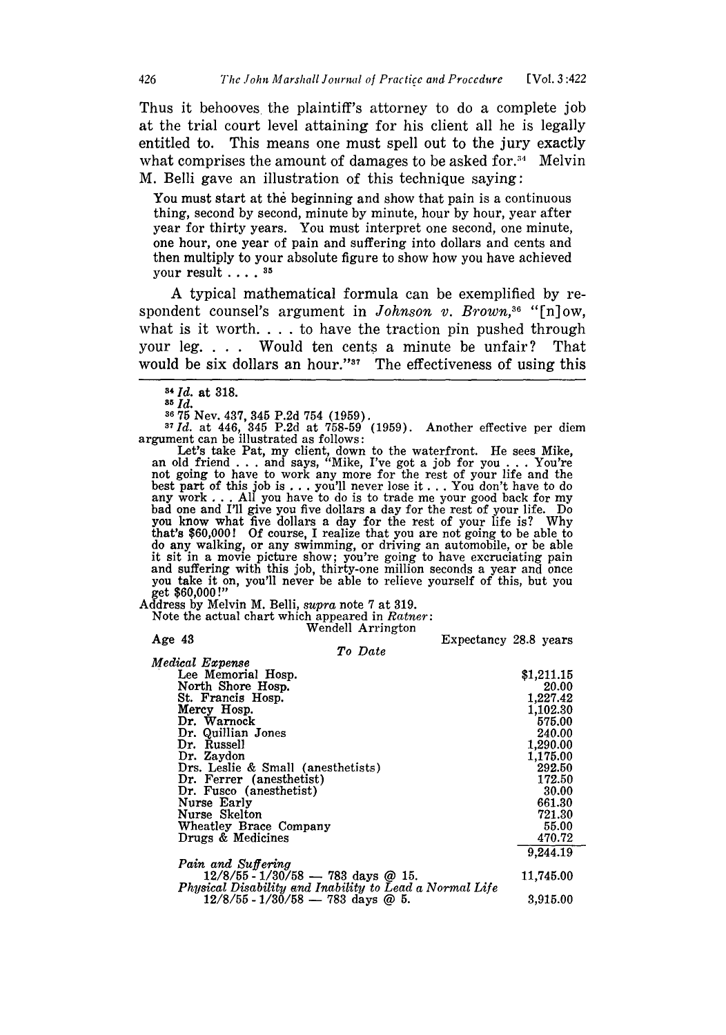Thus it behooves the plaintiff's attorney to do a complete job at the trial court level attaining for his client all he is legally entitled to. This means one must spell out to the jury exactly what comprises the amount of damages to be asked for.[34] Melvin M. Belli gave an illustration of this technique saying:

> You must start at the beginning and show that pain is a continuous thing, second by second, minute by minute, hour by hour, year after year for thirty years. You must interpret one second, one minute, one hour, one year of pain and suffering into dollars and cents and then multiply to your absolute figure to show how you have achieved your result . . . .[35]

A typical mathematical formula can be exemplified by respondent counsel's argument in *Johnson v. Brown*,[36] "[n]ow, what is it worth. . . . to have the traction pin pushed through your leg. . . . Would ten cents a minute be unfair? That would be six dollars an hour."[37] The effectiveness of using this

---

[34] *Id.* at 318.

[35] *Id.*

[36] 75 Nev. 437, 345 P.2d 754 (1959).

[37] *Id.* at 446, 345 P.2d at 758-59 (1959). Another effective per diem argument can be illustrated as follows:

> Let's take Pat, my client, down to the waterfront. He sees Mike, an old friend . . . and says, "Mike, I've got a job for you . . . You're not going to have to work any more for the rest of your life and the best part of this job is . . . you'll never lose it . . . You don't have to do any work . . . All you have to do is to trade me your good back for my bad one and I'll give you five dollars a day for the rest of your life. Do you know what five dollars a day for the rest of your life is? Why that's $60,000! Of course, I realize that you are not going to be able to do any walking, or any swimming, or driving an automobile, or be able it sit in a movie picture show; you're going to have excruciating pain and suffering with this job, thirty-one million seconds a year and once you take it on, you'll never be able to relieve yourself of this, but you get $60,000!"

Address by Melvin M. Belli, *supra* note 7 at 319.

Note the actual chart which appeared in *Ratner*:

Wendell Arrington

Age 43 — Expectancy 28.8 years

*To Date*

| *Medical Expense* | |
|---|---|
| Lee Memorial Hosp. | $1,211.15 |
| North Shore Hosp. | 20.00 |
| St. Francis Hosp. | 1,227.42 |
| Mercy Hosp. | 1,102.30 |
| Dr. Warnock | 575.00 |
| Dr. Quillian Jones | 240.00 |
| Dr. Russell | 1,290.00 |
| Dr. Zaydon | 1,175.00 |
| Drs. Leslie & Small (anesthetists) | 292.50 |
| Dr. Ferrer (anesthetist) | 172.50 |
| Dr. Fusco (anesthetist) | 30.00 |
| Nurse Early | 661.30 |
| Nurse Skelton | 721.30 |
| Wheatley Brace Company | 55.00 |
| Drugs & Medicines | 470.72 |
| | 9,244.19 |
| *Pain and Suffering* | |
| 12/8/55 - 1/30/58 — 783 days @ 15. | 11,745.00 |
| *Physical Disability and Inability to Lead a Normal Life* | |
| 12/8/55 - 1/30/58 — 783 days @ 5. | 3,915.00 |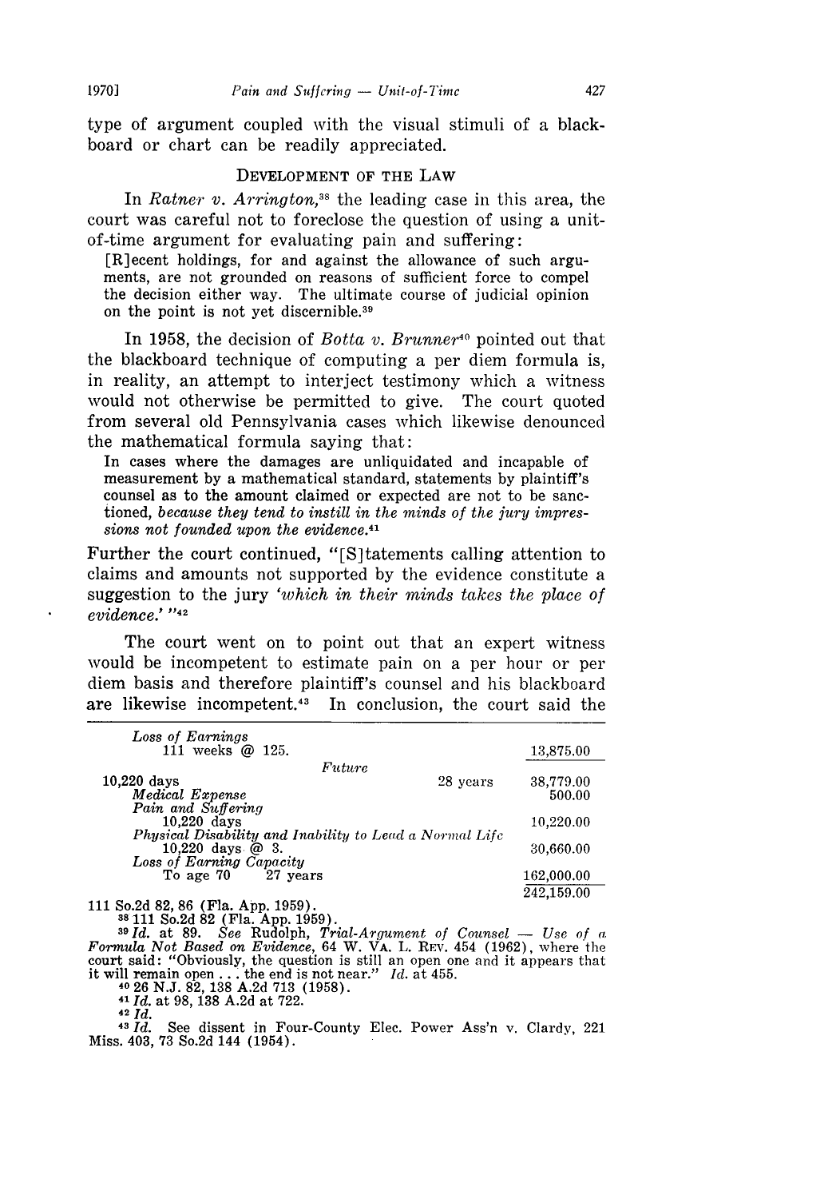type of argument coupled with the visual stimuli of a blackboard or chart can be readily appreciated.

## DEVELOPMENT OF THE LAW

In *Ratner v. Arrington,*[38] the leading case in this area, the court was careful not to foreclose the question of using a unit-of-time argument for evaluating pain and suffering:

> [R]ecent holdings, for and against the allowance of such arguments, are not grounded on reasons of sufficient force to compel the decision either way. The ultimate course of judicial opinion on the point is not yet discernible.[39]

In 1958, the decision of *Botta v. Brunner*[40] pointed out that the blackboard technique of computing a per diem formula is, in reality, an attempt to interject testimony which a witness would not otherwise be permitted to give. The court quoted from several old Pennsylvania cases which likewise denounced the mathematical formula saying that:

> In cases where the damages are unliquidated and incapable of measurement by a mathematical standard, statements by plaintiff's counsel as to the amount claimed or expected are not to be sanctioned, *because they tend to instill in the minds of the jury impressions not founded upon the evidence.*[41]

Further the court continued, "[S]tatements calling attention to claims and amounts not supported by the evidence constitute a suggestion to the jury *'which in their minds takes the place of evidence.'* "[42]

The court went on to point out that an expert witness would be incompetent to estimate pain on a per hour or per diem basis and therefore plaintiff's counsel and his blackboard are likewise incompetent.[43] In conclusion, the court said the

---

| | | |
|---|---|---|
| *Loss of Earnings* | | |
| 111 weeks @ 125. | | 13,875.00 |
| *Future* | | |
| 10,220 days | 28 years | 38,779.00 |
| *Medical Expense* | | 500.00 |
| *Pain and Suffering* | | |
| 10,220 days | | 10,220.00 |
| *Physical Disability and Inability to Lead a Normal Life* | | |
| 10,220 days @ 3. | | 30,660.00 |
| *Loss of Earning Capacity* | | |
| To age 70 27 years | | 162,000.00 |
| | | 242,159.00 |

111 So.2d 82, 86 (Fla. App. 1959).

[38] 111 So.2d 82 (Fla. App. 1959).

[39] *Id.* at 89. *See* Rudolph, *Trial-Argument of Counsel — Use of a Formula Not Based on Evidence*, 64 W. VA. L. REV. 454 (1962), where the court said: "Obviously, the question is still an open one and it appears that it will remain open . . . the end is not near." *Id.* at 455.

[40] 26 N.J. 82, 138 A.2d 713 (1958).

[41] *Id.* at 98, 138 A.2d at 722.

[42] *Id.*

[43] *Id.* See dissent in Four-County Elec. Power Ass'n v. Clardy, 221 Miss. 403, 73 So.2d 144 (1954).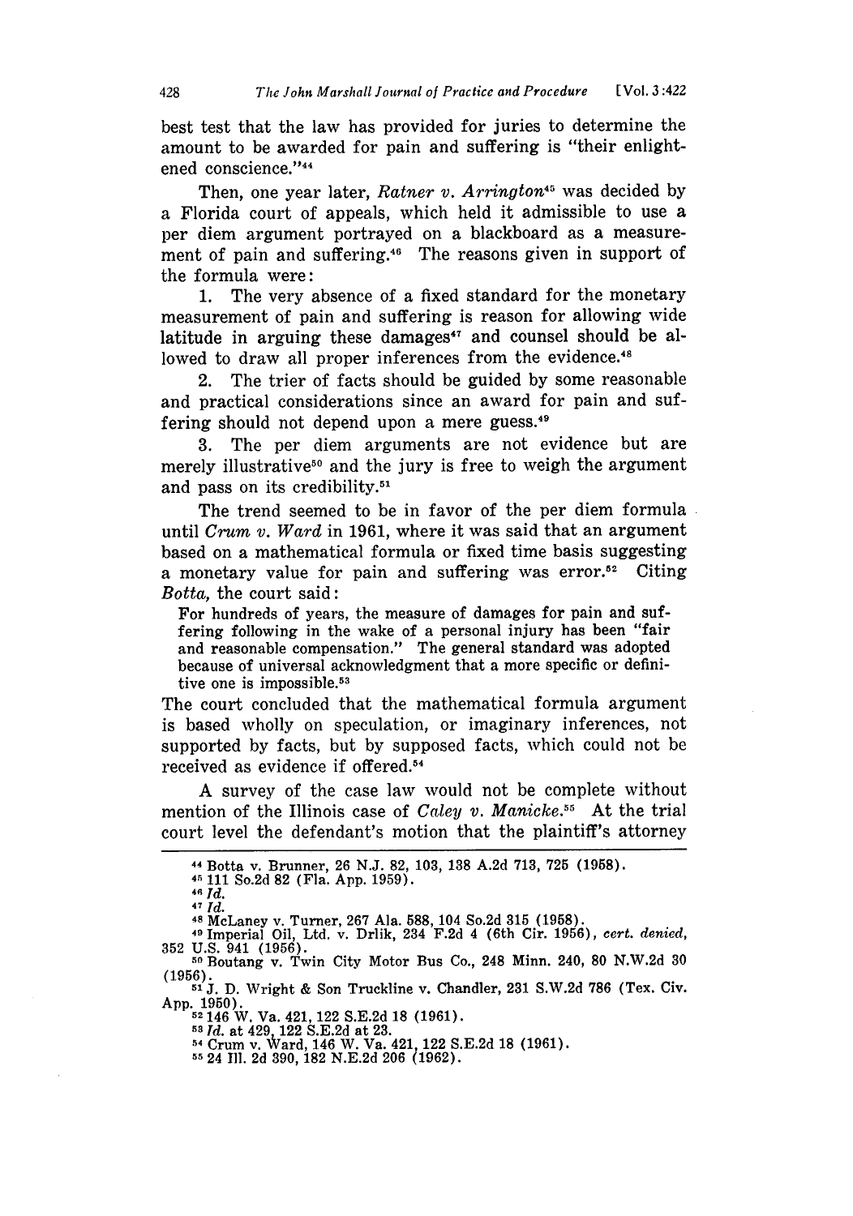best test that the law has provided for juries to determine the amount to be awarded for pain and suffering is "their enlightened conscience."[44]

Then, one year later, *Ratner v. Arrington*[45] was decided by a Florida court of appeals, which held it admissible to use a per diem argument portrayed on a blackboard as a measurement of pain and suffering.[46] The reasons given in support of the formula were:

1. The very absence of a fixed standard for the monetary measurement of pain and suffering is reason for allowing wide latitude in arguing these damages[47] and counsel should be allowed to draw all proper inferences from the evidence.[48]

2. The trier of facts should be guided by some reasonable and practical considerations since an award for pain and suffering should not depend upon a mere guess.[49]

3. The per diem arguments are not evidence but are merely illustrative[50] and the jury is free to weigh the argument and pass on its credibility.[51]

The trend seemed to be in favor of the per diem formula until *Crum v. Ward* in 1961, where it was said that an argument based on a mathematical formula or fixed time basis suggesting a monetary value for pain and suffering was error.[52] Citing *Botta,* the court said:

> For hundreds of years, the measure of damages for pain and suffering following in the wake of a personal injury has been "fair and reasonable compensation." The general standard was adopted because of universal acknowledgment that a more specific or definitive one is impossible.[53]

The court concluded that the mathematical formula argument is based wholly on speculation, or imaginary inferences, not supported by facts, but by supposed facts, which could not be received as evidence if offered.[54]

A survey of the case law would not be complete without mention of the Illinois case of *Caley v. Manicke.*[55] At the trial court level the defendant's motion that the plaintiff's attorney

---

[44] Botta v. Brunner, 26 N.J. 82, 103, 138 A.2d 713, 725 (1958).

[45] 111 So.2d 82 (Fla. App. 1959).

[46] *Id.*

[47] *Id.*

[48] McLaney v. Turner, 267 Ala. 588, 104 So.2d 315 (1958).

[49] Imperial Oil, Ltd. v. Drlik, 234 F.2d 4 (6th Cir. 1956), *cert. denied,* 352 U.S. 941 (1956).

[50] Boutang v. Twin City Motor Bus Co., 248 Minn. 240, 80 N.W.2d 30 (1956).

[51] J. D. Wright & Son Truckline v. Chandler, 231 S.W.2d 786 (Tex. Civ. App. 1950).

[52] 146 W. Va. 421, 122 S.E.2d 18 (1961).

[53] *Id.* at 429, 122 S.E.2d at 23.

[54] Crum v. Ward, 146 W. Va. 421, 122 S.E.2d 18 (1961).

[55] 24 Ill. 2d 390, 182 N.E.2d 206 (1962).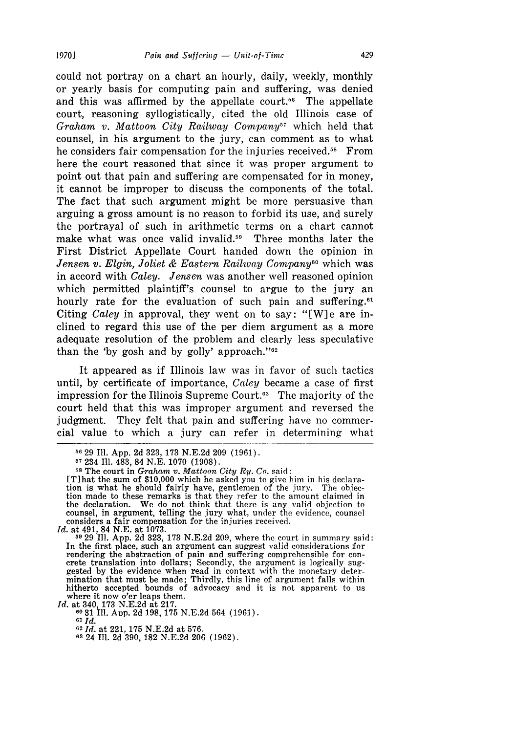could not portray on a chart an hourly, daily, weekly, monthly or yearly basis for computing pain and suffering, was denied and this was affirmed by the appellate court.[56] The appellate court, reasoning syllogistically, cited the old Illinois case of *Graham v. Mattoon City Railway Company*[57] which held that counsel, in his argument to the jury, can comment as to what he considers fair compensation for the injuries received.[58] From here the court reasoned that since it was proper argument to point out that pain and suffering are compensated for in money, it cannot be improper to discuss the components of the total. The fact that such argument might be more persuasive than arguing a gross amount is no reason to forbid its use, and surely the portrayal of such in arithmetic terms on a chart cannot make what was once valid invalid.[59] Three months later the First District Appellate Court handed down the opinion in *Jensen v. Elgin, Joliet & Eastern Railway Company*[60] which was in accord with *Caley*. *Jensen* was another well reasoned opinion which permitted plaintiff's counsel to argue to the jury an hourly rate for the evaluation of such pain and suffering.[61] Citing *Caley* in approval, they went on to say: "[W]e are inclined to regard this use of the per diem argument as a more adequate resolution of the problem and clearly less speculative than the 'by gosh and by golly' approach."[62]

It appeared as if Illinois law was in favor of such tactics until, by certificate of importance, *Caley* became a case of first impression for the Illinois Supreme Court.[63] The majority of the court held that this was improper argument and reversed the judgment. They felt that pain and suffering have no commercial value to which a jury can refer in determining what

---

[56] 29 Ill. App. 2d 323, 173 N.E.2d 209 (1961).

[57] 234 Ill. 483, 84 N.E. 1070 (1908).

[58] The court in *Graham v. Mattoon City Ry. Co.* said:

[T]hat the sum of $10,000 which he asked you to give him in his declaration is what he should fairly have, gentlemen of the jury. The objection made to these remarks is that they refer to the amount claimed in the declaration. We do not think that there is any valid objection to counsel, in argument, telling the jury what, under the evidence, counsel considers a fair compensation for the injuries received.

*Id.* at 491, 84 N.E. at 1073.

[59] 29 Ill. App. 2d 323, 173 N.E.2d 209, where the court in summary said:

In the first place, such an argument can suggest valid considerations for rendering the abstraction of pain and suffering comprehensible for concrete translation into dollars; Secondly, the argument is logically suggested by the evidence when read in context with the monetary determination that must be made; Thirdly, this line of argument falls within hitherto accepted bounds of advocacy and it is not apparent to us where it now o'er leaps them.

*Id.* at 340, 173 N.E.2d at 217.

[60] 31 Ill. App. 2d 198, 175 N.E.2d 564 (1961).

[61] *Id.*

[62] *Id.* at 221, 175 N.E.2d at 576.

[63] 24 Ill. 2d 390, 182 N.E.2d 206 (1962).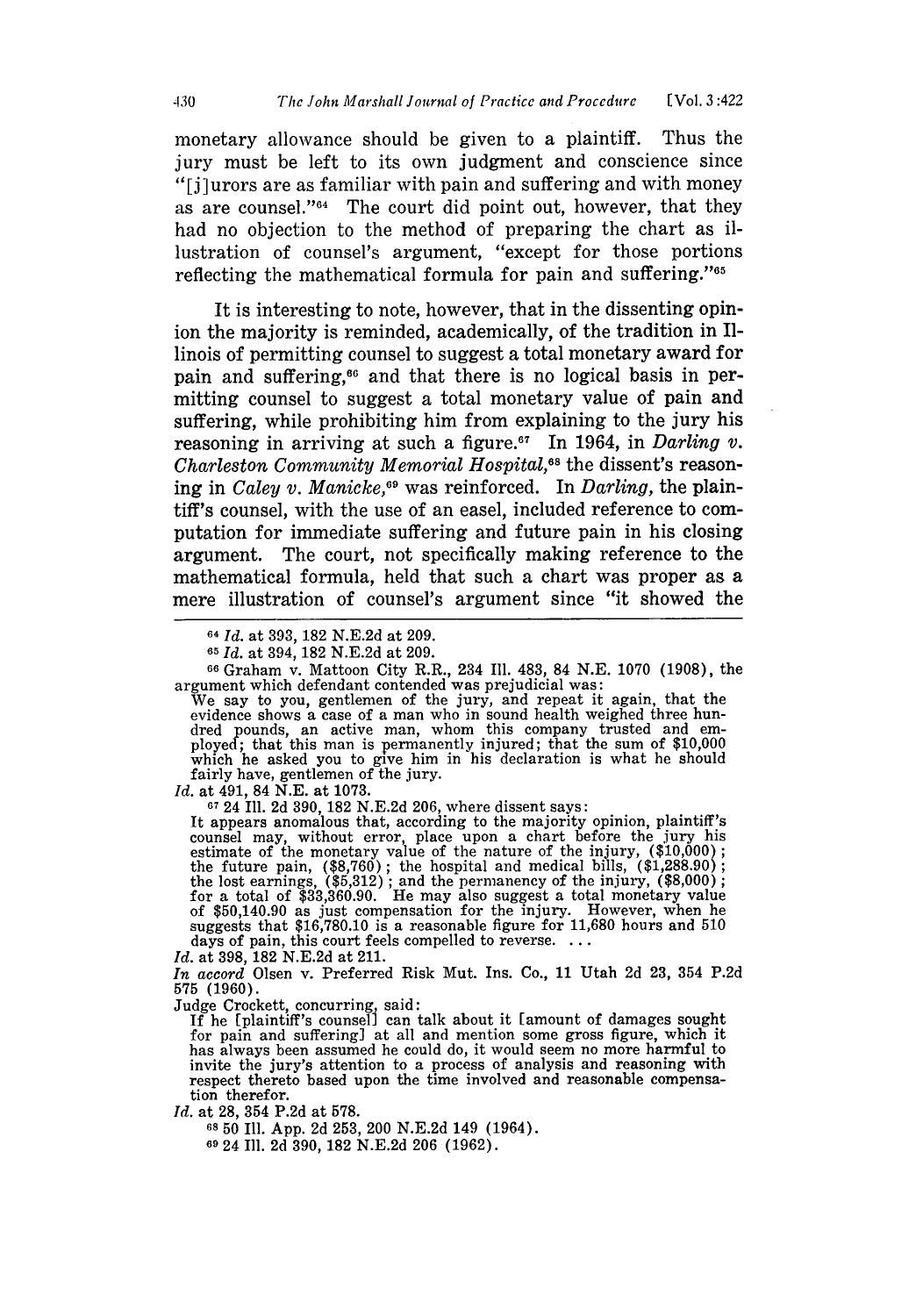monetary allowance should be given to a plaintiff. Thus the jury must be left to its own judgment and conscience since "[j]urors are as familiar with pain and suffering and with money as are counsel."[64] The court did point out, however, that they had no objection to the method of preparing the chart as illustration of counsel's argument, "except for those portions reflecting the mathematical formula for pain and suffering."[65]

It is interesting to note, however, that in the dissenting opinion the majority is reminded, academically, of the tradition in Illinois of permitting counsel to suggest a total monetary award for pain and suffering,[66] and that there is no logical basis in permitting counsel to suggest a total monetary value of pain and suffering, while prohibiting him from explaining to the jury his reasoning in arriving at such a figure.[67] In 1964, in *Darling v. Charleston Community Memorial Hospital*,[68] the dissent's reasoning in *Caley v. Manicke*,[69] was reinforced. In *Darling*, the plaintiff's counsel, with the use of an easel, included reference to computation for immediate suffering and future pain in his closing argument. The court, not specifically making reference to the mathematical formula, held that such a chart was proper as a mere illustration of counsel's argument since "it showed the

---

[64] *Id.* at 393, 182 N.E.2d at 209.

[65] *Id.* at 394, 182 N.E.2d at 209.

[66] Graham v. Mattoon City R.R., 234 Ill. 483, 84 N.E. 1070 (1908), the argument which defendant contended was prejudicial was:

> We say to you, gentlemen of the jury, and repeat it again, that the evidence shows a case of a man who in sound health weighed three hundred pounds, an active man, whom this company trusted and employed; that this man is permanently injured; that the sum of $10,000 which he asked you to give him in his declaration is what he should fairly have, gentlemen of the jury.

*Id.* at 491, 84 N.E. at 1073.

[67] 24 Ill. 2d 390, 182 N.E.2d 206, where dissent says:

> It appears anomalous that, according to the majority opinion, plaintiff's counsel may, without error, place upon a chart before the jury his estimate of the monetary value of the nature of the injury, ($10,000); the future pain, ($8,760); the hospital and medical bills, ($1,288.90); the lost earnings, ($5,312); and the permanency of the injury, ($8,000); for a total of $33,360.90. He may also suggest a total monetary value of $50,140.90 as just compensation for the injury. However, when he suggests that $16,780.10 is a reasonable figure for 11,680 hours and 510 days of pain, this court feels compelled to reverse. ...

*Id.* at 398, 182 N.E.2d at 211.

*In accord* Olsen v. Preferred Risk Mut. Ins. Co., 11 Utah 2d 23, 354 P.2d 575 (1960).

Judge Crockett, concurring, said:

> If he [plaintiff's counsel] can talk about it [amount of damages sought for pain and suffering] at all and mention some gross figure, which it has always been assumed he could do, it would seem no more harmful to invite the jury's attention to a process of analysis and reasoning with respect thereto based upon the time involved and reasonable compensation therefor.

*Id.* at 28, 354 P.2d at 578.

[68] 50 Ill. App. 2d 253, 200 N.E.2d 149 (1964).

[69] 24 Ill. 2d 390, 182 N.E.2d 206 (1962).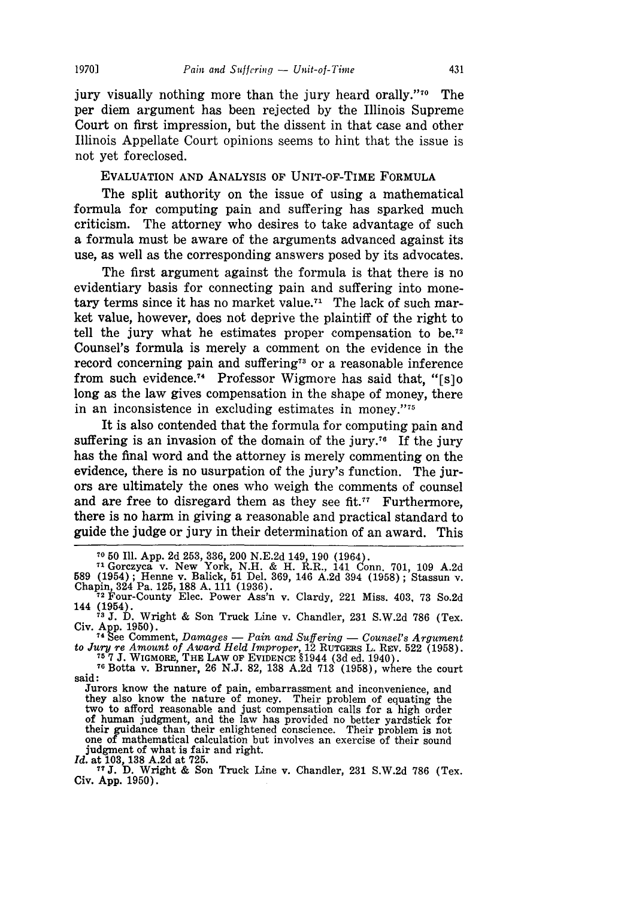jury visually nothing more than the jury heard orally."[70] The per diem argument has been rejected by the Illinois Supreme Court on first impression, but the dissent in that case and other Illinois Appellate Court opinions seems to hint that the issue is not yet foreclosed.

## EVALUATION AND ANALYSIS OF UNIT-OF-TIME FORMULA

The split authority on the issue of using a mathematical formula for computing pain and suffering has sparked much criticism. The attorney who desires to take advantage of such a formula must be aware of the arguments advanced against its use, as well as the corresponding answers posed by its advocates.

The first argument against the formula is that there is no evidentiary basis for connecting pain and suffering into monetary terms since it has no market value.[71] The lack of such market value, however, does not deprive the plaintiff of the right to tell the jury what he estimates proper compensation to be.[72] Counsel's formula is merely a comment on the evidence in the record concerning pain and suffering[73] or a reasonable inference from such evidence.[74] Professor Wigmore has said that, "[s]o long as the law gives compensation in the shape of money, there in an inconsistence in excluding estimates in money."[75]

It is also contended that the formula for computing pain and suffering is an invasion of the domain of the jury.[76] If the jury has the final word and the attorney is merely commenting on the evidence, there is no usurpation of the jury's function. The jurors are ultimately the ones who weigh the comments of counsel and are free to disregard them as they see fit.[77] Furthermore, there is no harm in giving a reasonable and practical standard to guide the judge or jury in their determination of an award. This

---

[70] 50 Ill. App. 2d 253, 336, 200 N.E.2d 149, 190 (1964).

[71] Gorczyca v. New York, N.H. & H. R.R., 141 Conn. 701, 109 A.2d 589 (1954); Henne v. Balick, 51 Del. 369, 146 A.2d 394 (1958); Stassun v. Chapin, 324 Pa. 125, 188 A. 111 (1936).

[72] Four-County Elec. Power Ass'n v. Clardy, 221 Miss. 403, 73 So.2d 144 (1954).

[73] J. D. Wright & Son Truck Line v. Chandler, 231 S.W.2d 786 (Tex. Civ. App. 1950).

[74] See Comment, *Damages — Pain and Suffering — Counsel's Argument to Jury re Amount of Award Held Improper*, 12 RUTGERS L. REV. 522 (1958).

[75] 7 J. WIGMORE, THE LAW OF EVIDENCE §1944 (3d ed. 1940).

[76] Botta v. Brunner, 26 N.J. 82, 138 A.2d 713 (1958), where the court said:

> Jurors know the nature of pain, embarrassment and inconvenience, and they also know the nature of money. Their problem of equating the two to afford reasonable and just compensation calls for a high order of human judgment, and the law has provided no better yardstick for their guidance than their enlightened conscience. Their problem is not one of mathematical calculation but involves an exercise of their sound judgment of what is fair and right.

*Id.* at 103, 138 A.2d at 725.

[77] J. D. Wright & Son Truck Line v. Chandler, 231 S.W.2d 786 (Tex. Civ. App. 1950).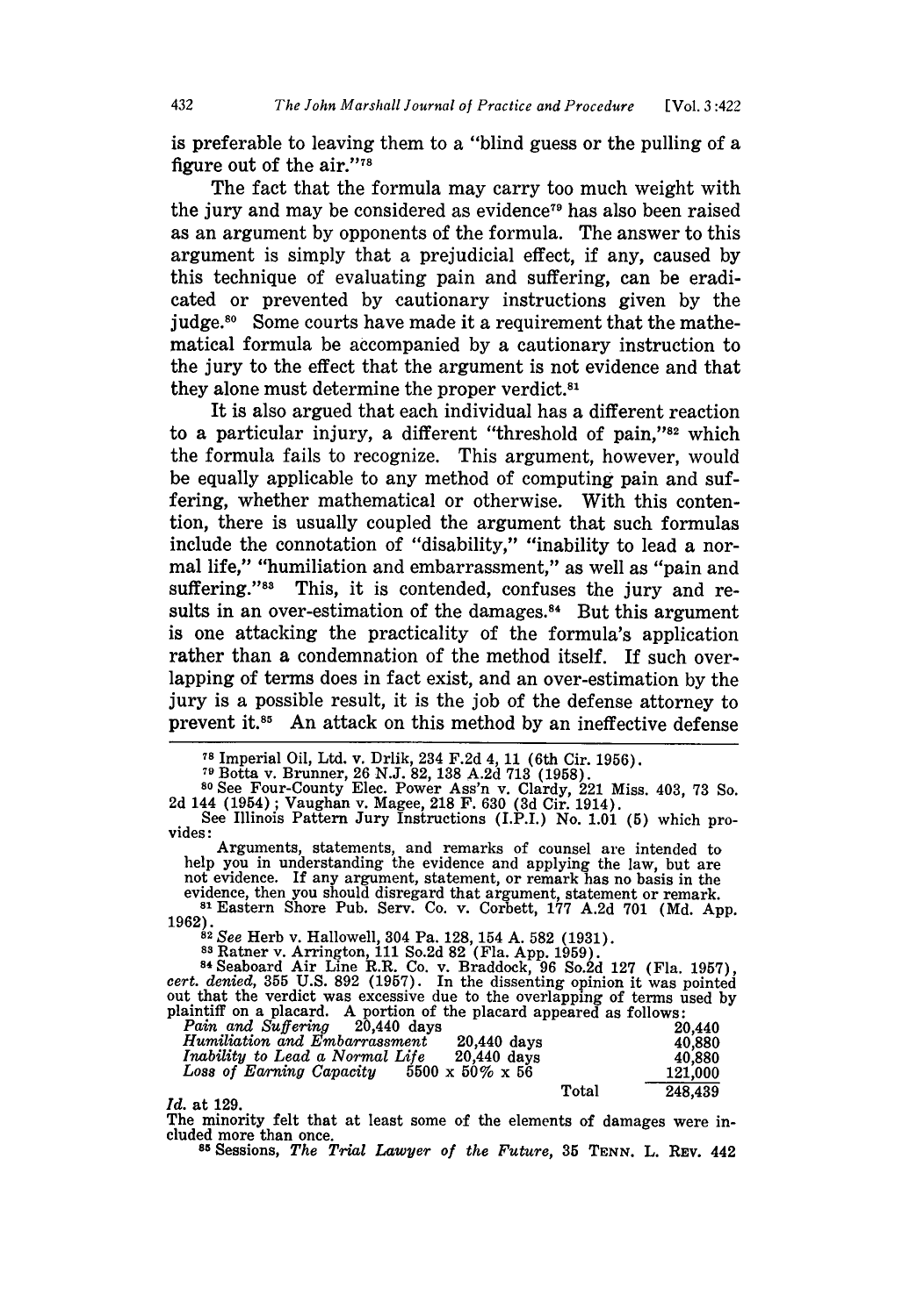is preferable to leaving them to a "blind guess or the pulling of a figure out of the air."[78]

The fact that the formula may carry too much weight with the jury and may be considered as evidence[79] has also been raised as an argument by opponents of the formula. The answer to this argument is simply that a prejudicial effect, if any, caused by this technique of evaluating pain and suffering, can be eradicated or prevented by cautionary instructions given by the judge.[80] Some courts have made it a requirement that the mathematical formula be accompanied by a cautionary instruction to the jury to the effect that the argument is not evidence and that they alone must determine the proper verdict.[81]

It is also argued that each individual has a different reaction to a particular injury, a different "threshold of pain,"[82] which the formula fails to recognize. This argument, however, would be equally applicable to any method of computing pain and suffering, whether mathematical or otherwise. With this contention, there is usually coupled the argument that such formulas include the connotation of "disability," "inability to lead a normal life," "humiliation and embarrassment," as well as "pain and suffering."[83] This, it is contended, confuses the jury and results in an over-estimation of the damages.[84] But this argument is one attacking the practicality of the formula's application rather than a condemnation of the method itself. If such overlapping of terms does in fact exist, and an over-estimation by the jury is a possible result, it is the job of the defense attorney to prevent it.[85] An attack on this method by an ineffective defense

---

[78] Imperial Oil, Ltd. v. Drlik, 234 F.2d 4, 11 (6th Cir. 1956).

[79] Botta v. Brunner, 26 N.J. 82, 138 A.2d 713 (1958).

[80] See Four-County Elec. Power Ass'n v. Clardy, 221 Miss. 403, 73 So. 2d 144 (1954); Vaughan v. Magee, 218 F. 630 (3d Cir. 1914).

See Illinois Pattern Jury Instructions (I.P.I.) No. 1.01 (5) which provides:

> Arguments, statements, and remarks of counsel are intended to help you in understanding the evidence and applying the law, but are not evidence. If any argument, statement, or remark has no basis in the evidence, then you should disregard that argument, statement or remark.

[81] Eastern Shore Pub. Serv. Co. v. Corbett, 177 A.2d 701 (Md. App. 1962).

[82] *See* Herb v. Hallowell, 304 Pa. 128, 154 A. 582 (1931).

[83] Ratner v. Arrington, 111 So.2d 82 (Fla. App. 1959).

[84] Seaboard Air Line R.R. Co. v. Braddock, 96 So.2d 127 (Fla. 1957), *cert. denied*, 355 U.S. 892 (1957). In the dissenting opinion it was pointed out that the verdict was excessive due to the overlapping of terms used by plaintiff on a placard. A portion of the placard appeared as follows:

| | | | |
|---|---|---|---|
| *Pain and Suffering* | 20,440 days | | 20,440 |
| *Humiliation and Embarrassment* | 20,440 days | | 40,880 |
| *Inability to Lead a Normal Life* | 20,440 days | | 40,880 |
| *Loss of Earning Capacity* | 5500 x 50% x 56 | | 121,000 |
| | | Total | 248,439 |

*Id.* at 129.

The minority felt that at least some of the elements of damages were included more than once.

[85] Sessions, *The Trial Lawyer of the Future*, 35 TENN. L. REV. 442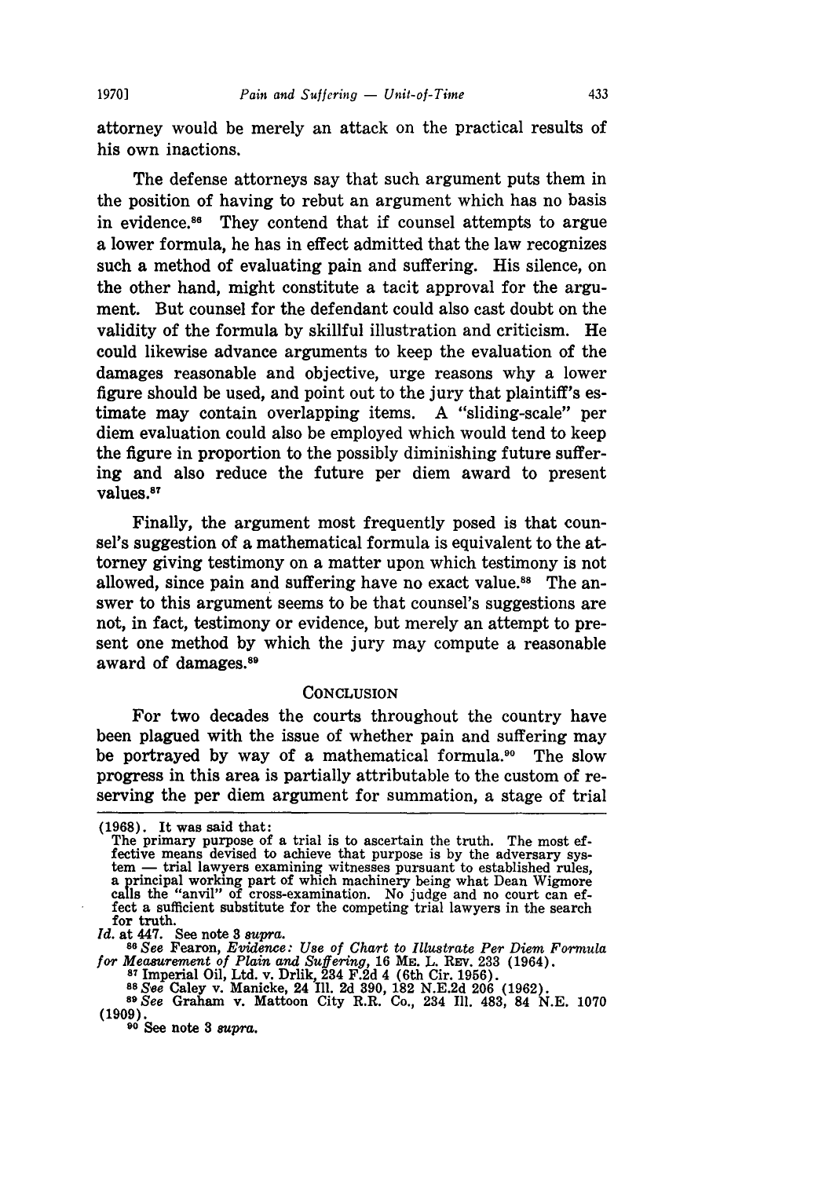attorney would be merely an attack on the practical results of his own inactions.

The defense attorneys say that such argument puts them in the position of having to rebut an argument which has no basis in evidence.[86] They contend that if counsel attempts to argue a lower formula, he has in effect admitted that the law recognizes such a method of evaluating pain and suffering. His silence, on the other hand, might constitute a tacit approval for the argument. But counsel for the defendant could also cast doubt on the validity of the formula by skillful illustration and criticism. He could likewise advance arguments to keep the evaluation of the damages reasonable and objective, urge reasons why a lower figure should be used, and point out to the jury that plaintiff's estimate may contain overlapping items. A "sliding-scale" per diem evaluation could also be employed which would tend to keep the figure in proportion to the possibly diminishing future suffering and also reduce the future per diem award to present values.[87]

Finally, the argument most frequently posed is that counsel's suggestion of a mathematical formula is equivalent to the attorney giving testimony on a matter upon which testimony is not allowed, since pain and suffering have no exact value.[88] The answer to this argument seems to be that counsel's suggestions are not, in fact, testimony or evidence, but merely an attempt to present one method by which the jury may compute a reasonable award of damages.[89]

## CONCLUSION

For two decades the courts throughout the country have been plagued with the issue of whether pain and suffering may be portrayed by way of a mathematical formula.[90] The slow progress in this area is partially attributable to the custom of reserving the per diem argument for summation, a stage of trial

---

(1968). It was said that:

> The primary purpose of a trial is to ascertain the truth. The most effective means devised to achieve that purpose is by the adversary system — trial lawyers examining witnesses pursuant to established rules, a principal working part of which machinery being what Dean Wigmore calls the "anvil" of cross-examination. No judge and no court can effect a sufficient substitute for the competing trial lawyers in the search for truth.

*Id.* at 447. See note 3 *supra*.

[86] *See* Fearon, *Evidence: Use of Chart to Illustrate Per Diem Formula for Measurement of Plain and Suffering*, 16 ME. L. REV. 233 (1964).

[87] Imperial Oil, Ltd. v. Drlik, 234 F.2d 4 (6th Cir. 1956).

[88] *See* Caley v. Manicke, 24 Ill. 2d 390, 182 N.E.2d 206 (1962).

[89] *See* Graham v. Mattoon City R.R. Co., 234 Ill. 483, 84 N.E. 1070 (1909).

[90] See note 3 *supra*.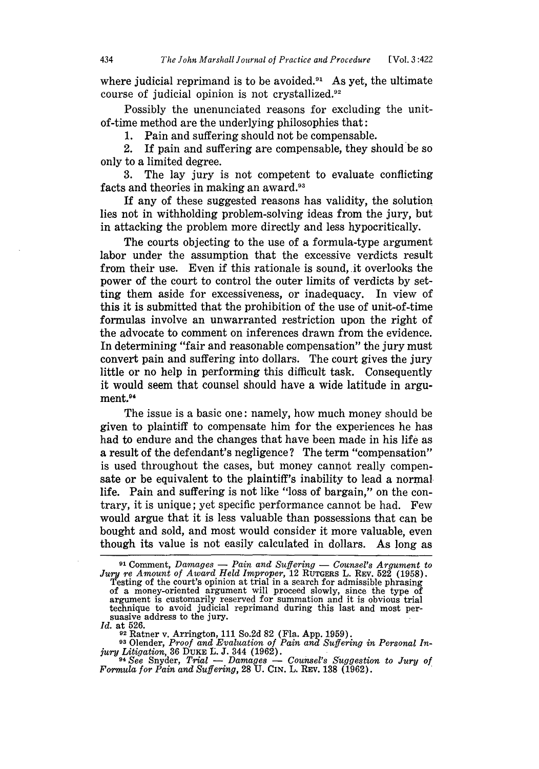where judicial reprimand is to be avoided.[91] As yet, the ultimate course of judicial opinion is not crystallized.[92]

Possibly the unenunciated reasons for excluding the unit-of-time method are the underlying philosophies that:

1. Pain and suffering should not be compensable.
2. If pain and suffering are compensable, they should be so only to a limited degree.
3. The lay jury is not competent to evaluate conflicting facts and theories in making an award.[93]

If any of these suggested reasons has validity, the solution lies not in withholding problem-solving ideas from the jury, but in attacking the problem more directly and less hypocritically.

The courts objecting to the use of a formula-type argument labor under the assumption that the excessive verdicts result from their use. Even if this rationale is sound, it overlooks the power of the court to control the outer limits of verdicts by setting them aside for excessiveness, or inadequacy. In view of this it is submitted that the prohibition of the use of unit-of-time formulas involve an unwarranted restriction upon the right of the advocate to comment on inferences drawn from the evidence. In determining "fair and reasonable compensation" the jury must convert pain and suffering into dollars. The court gives the jury little or no help in performing this difficult task. Consequently it would seem that counsel should have a wide latitude in argument.[94]

The issue is a basic one: namely, how much money should be given to plaintiff to compensate him for the experiences he has had to endure and the changes that have been made in his life as a result of the defendant's negligence? The term "compensation" is used throughout the cases, but money cannot really compensate or be equivalent to the plaintiff's inability to lead a normal life. Pain and suffering is not like "loss of bargain," on the contrary, it is unique; yet specific performance cannot be had. Few would argue that it is less valuable than possessions that can be bought and sold, and most would consider it more valuable, even though its value is not easily calculated in dollars. As long as

---

[91] Comment, *Damages — Pain and Suffering — Counsel's Argument to Jury re Amount of Award Held Improper*, 12 RUTGERS L. REV. 522 (1958). Testing of the court's opinion at trial in a search for admissible phrasing of a money-oriented argument will proceed slowly, since the type of argument is customarily reserved for summation and it is obvious trial technique to avoid judicial reprimand during this last and most persuasive address to the jury.
*Id.* at 526.

[92] Ratner v. Arrington, 111 So.2d 82 (Fla. App. 1959).

[93] Olender, *Proof and Evaluation of Pain and Suffering in Personal Injury Litigation*, 36 DUKE L. J. 344 (1962).

[94] *See* Snyder, *Trial — Damages — Counsel's Suggestion to Jury of Formula for Pain and Suffering*, 28 U. CIN. L. REV. 138 (1962).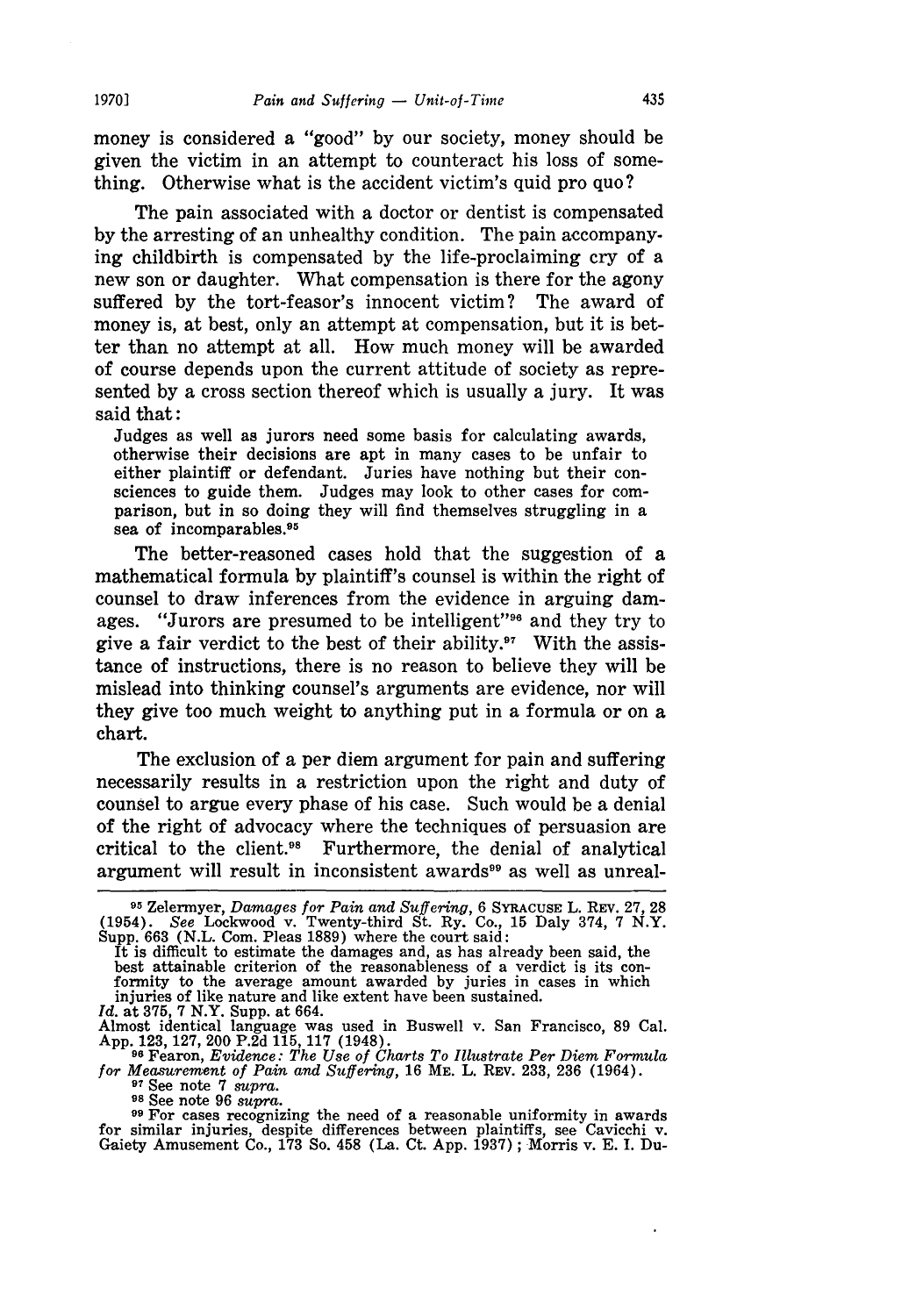money is considered a "good" by our society, money should be given the victim in an attempt to counteract his loss of something. Otherwise what is the accident victim's quid pro quo?

The pain associated with a doctor or dentist is compensated by the arresting of an unhealthy condition. The pain accompanying childbirth is compensated by the life-proclaiming cry of a new son or daughter. What compensation is there for the agony suffered by the tort-feasor's innocent victim? The award of money is, at best, only an attempt at compensation, but it is better than no attempt at all. How much money will be awarded of course depends upon the current attitude of society as represented by a cross section thereof which is usually a jury. It was said that:

> Judges as well as jurors need some basis for calculating awards, otherwise their decisions are apt in many cases to be unfair to either plaintiff or defendant. Juries have nothing but their consciences to guide them. Judges may look to other cases for comparison, but in so doing they will find themselves struggling in a sea of incomparables.[95]

The better-reasoned cases hold that the suggestion of a mathematical formula by plaintiff's counsel is within the right of counsel to draw inferences from the evidence in arguing damages. "Jurors are presumed to be intelligent"[96] and they try to give a fair verdict to the best of their ability.[97] With the assistance of instructions, there is no reason to believe they will be mislead into thinking counsel's arguments are evidence, nor will they give too much weight to anything put in a formula or on a chart.

The exclusion of a per diem argument for pain and suffering necessarily results in a restriction upon the right and duty of counsel to argue every phase of his case. Such would be a denial of the right of advocacy where the techniques of persuasion are critical to the client.[98] Furthermore, the denial of analytical argument will result in inconsistent awards[99] as well as unreal-

---

[95] Zelermyer, *Damages for Pain and Suffering*, 6 SYRACUSE L. REV. 27, 28 (1954). *See* Lockwood v. Twenty-third St. Ry. Co., 15 Daly 374, 7 N.Y. Supp. 663 (N.L. Com. Pleas 1889) where the court said:

> It is difficult to estimate the damages and, as has already been said, the best attainable criterion of the reasonableness of a verdict is its conformity to the average amount awarded by juries in cases in which injuries of like nature and like extent have been sustained.

*Id.* at 375, 7 N.Y. Supp. at 664.
Almost identical language was used in Buswell v. San Francisco, 89 Cal. App. 123, 127, 200 P.2d 115, 117 (1948).

[96] Fearon, *Evidence: The Use of Charts To Illustrate Per Diem Formula for Measurement of Pain and Suffering*, 16 ME. L. REV. 233, 236 (1964).

[97] See note 7 *supra*.

[98] See note 96 *supra*.

[99] For cases recognizing the need of a reasonable uniformity in awards for similar injuries, despite differences between plaintiffs, see Cavicchi v. Gaiety Amusement Co., 173 So. 458 (La. Ct. App. 1937); Morris v. E. I. Du-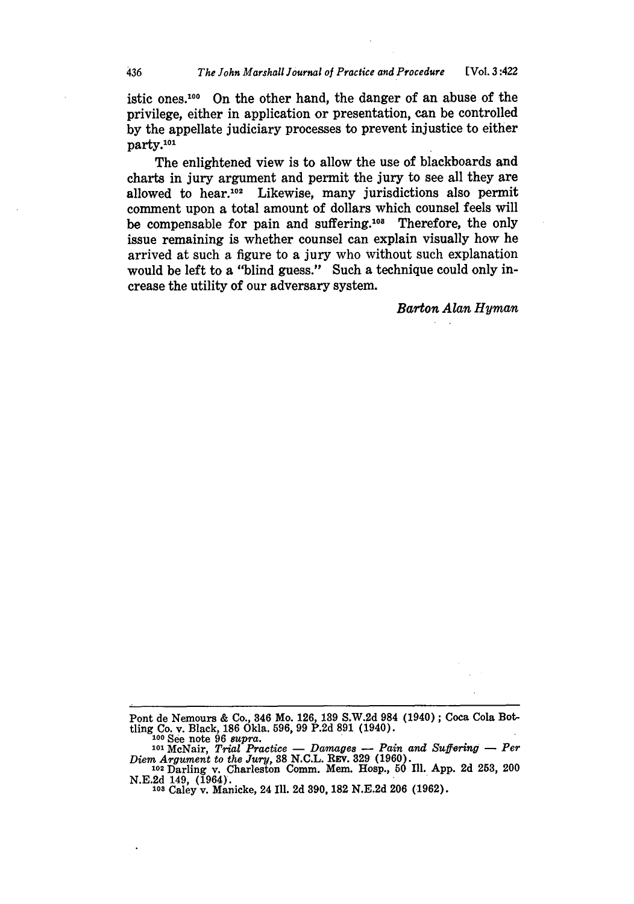istic ones.[100] On the other hand, the danger of an abuse of the privilege, either in application or presentation, can be controlled by the appellate judiciary processes to prevent injustice to either party.[101]

The enlightened view is to allow the use of blackboards and charts in jury argument and permit the jury to see all they are allowed to hear.[102] Likewise, many jurisdictions also permit comment upon a total amount of dollars which counsel feels will be compensable for pain and suffering.[103] Therefore, the only issue remaining is whether counsel can explain visually how he arrived at such a figure to a jury who without such explanation would be left to a "blind guess." Such a technique could only increase the utility of our adversary system.

*Barton Alan Hyman*

---

Pont de Nemours & Co., 346 Mo. 126, 139 S.W.2d 984 (1940); Coca Cola Bottling Co. v. Black, 186 Okla. 596, 99 P.2d 891 (1940).

[100] See note 96 *supra*.

[101] McNair, *Trial Practice — Damages — Pain and Suffering — Per Diem Argument to the Jury*, 38 N.C.L. REV. 329 (1960).

[102] Darling v. Charleston Comm. Mem. Hosp., 50 Ill. App. 2d 253, 200 N.E.2d 149, (1964).

[103] Caley v. Manicke, 24 Ill. 2d 390, 182 N.E.2d 206 (1962).